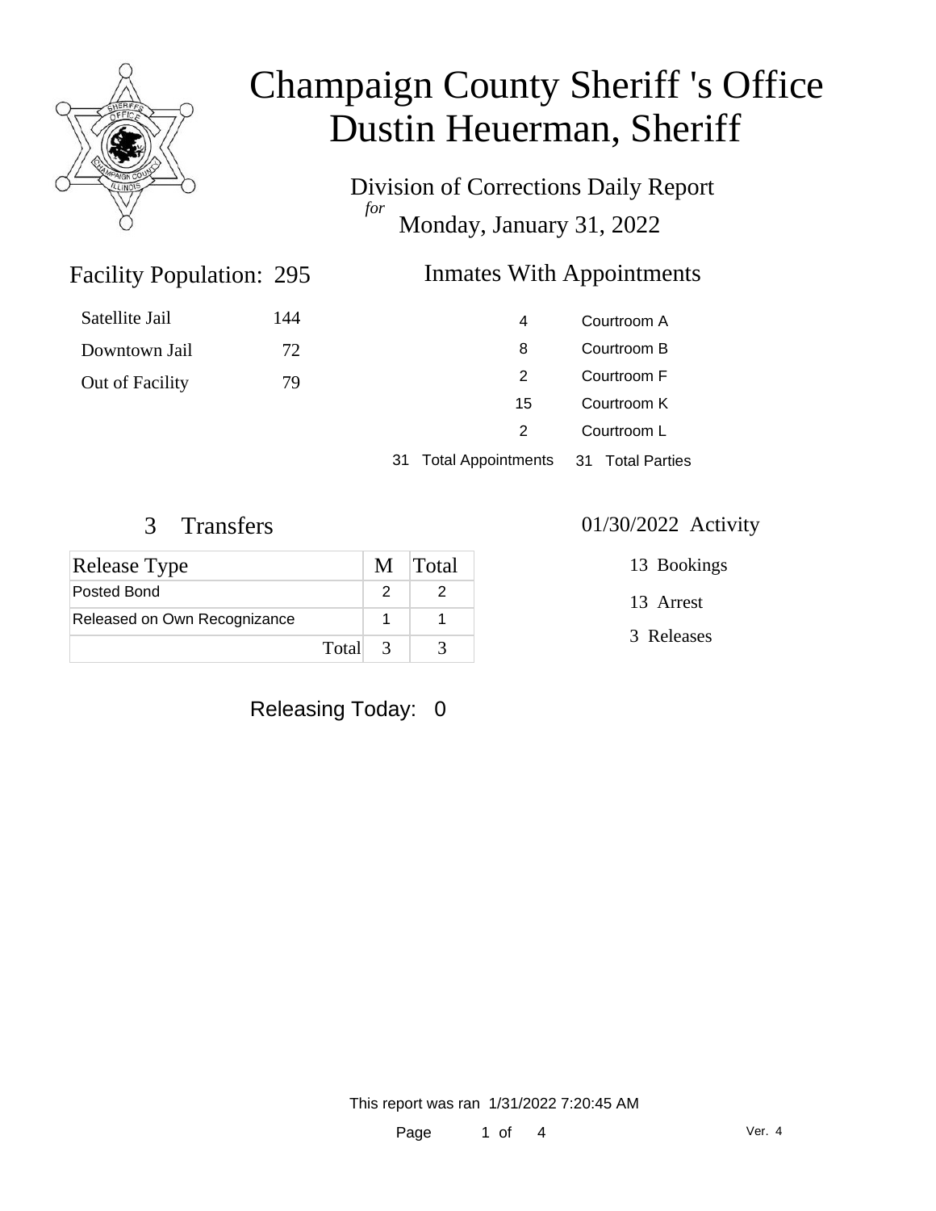# Champaign County Sheriff 's Office
# Dustin Heuerman, Sheriff

Division of Corrections Daily Report
*for*
Monday, January 31, 2022

## Facility Population: 295

| | |
|---|---|
| Satellite Jail | 144 |
| Downtown Jail | 72 |
| Out of Facility | 79 |

## Inmates With Appointments

| | |
|---|---|
| 4 | Courtroom A |
| 8 | Courtroom B |
| 2 | Courtroom F |
| 15 | Courtroom K |
| 2 | Courtroom L |

31 Total Appointments   31 Total Parties

## 3 Transfers

| Release Type | M | Total |
|---|---|---|
| Posted Bond | 2 | 2 |
| Released on Own Recognizance | 1 | 1 |
| Total | 3 | 3 |

## 01/30/2022 Activity

13 Bookings

13 Arrest

3 Releases

Releasing Today: 0

This report was ran 1/31/2022 7:20:45 AM

Ver. 4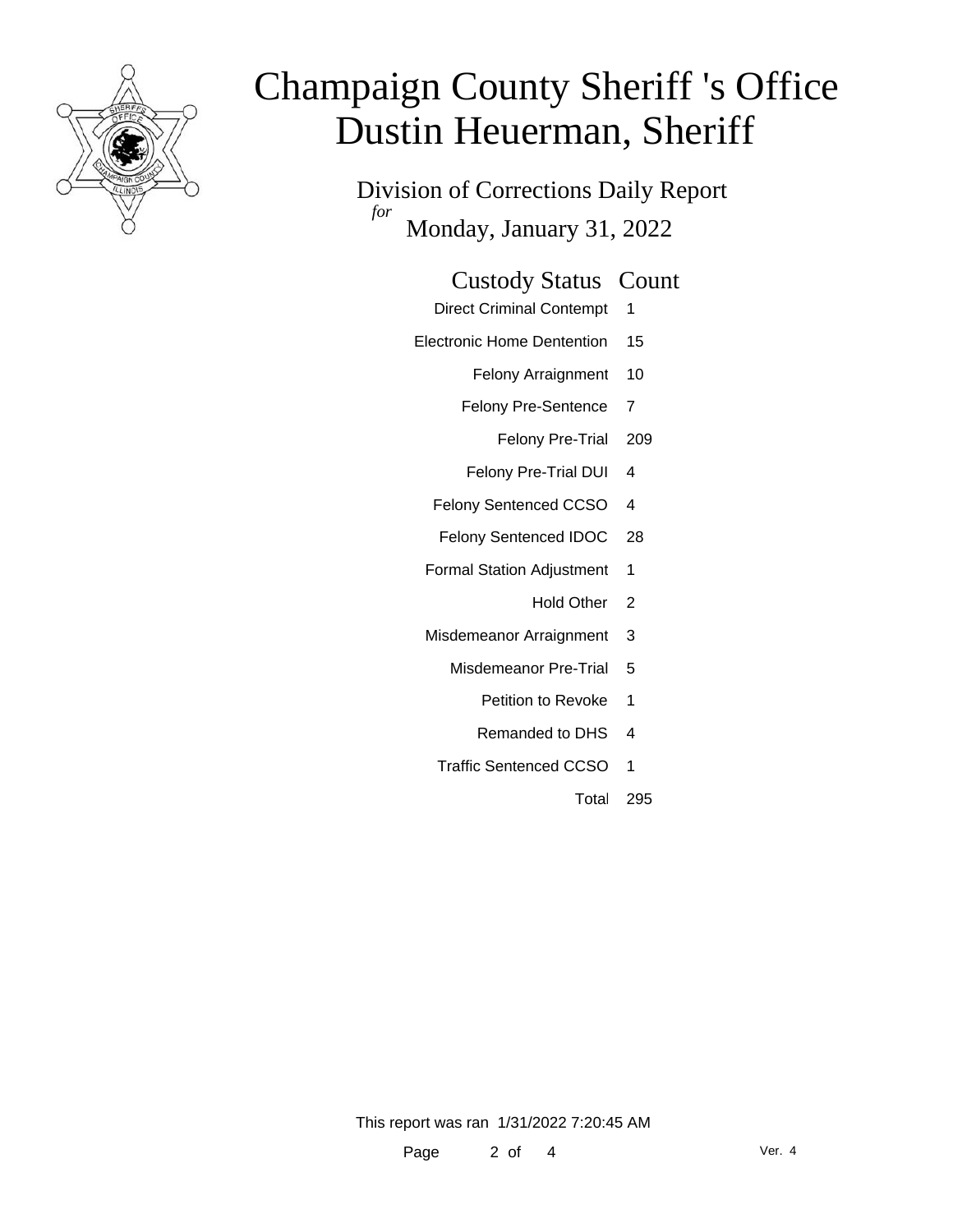# Champaign County Sheriff 's Office
# Dustin Heuerman, Sheriff

Division of Corrections Daily Report

*for* Monday, January 31, 2022

| Custody Status | Count |
|---|---|
| Direct Criminal Contempt | 1 |
| Electronic Home Dentention | 15 |
| Felony Arraignment | 10 |
| Felony Pre-Sentence | 7 |
| Felony Pre-Trial | 209 |
| Felony Pre-Trial DUI | 4 |
| Felony Sentenced CCSO | 4 |
| Felony Sentenced IDOC | 28 |
| Formal Station Adjustment | 1 |
| Hold Other | 2 |
| Misdemeanor Arraignment | 3 |
| Misdemeanor Pre-Trial | 5 |
| Petition to Revoke | 1 |
| Remanded to DHS | 4 |
| Traffic Sentenced CCSO | 1 |
| Total | 295 |

This report was ran 1/31/2022 7:20:45 AM

Ver. 4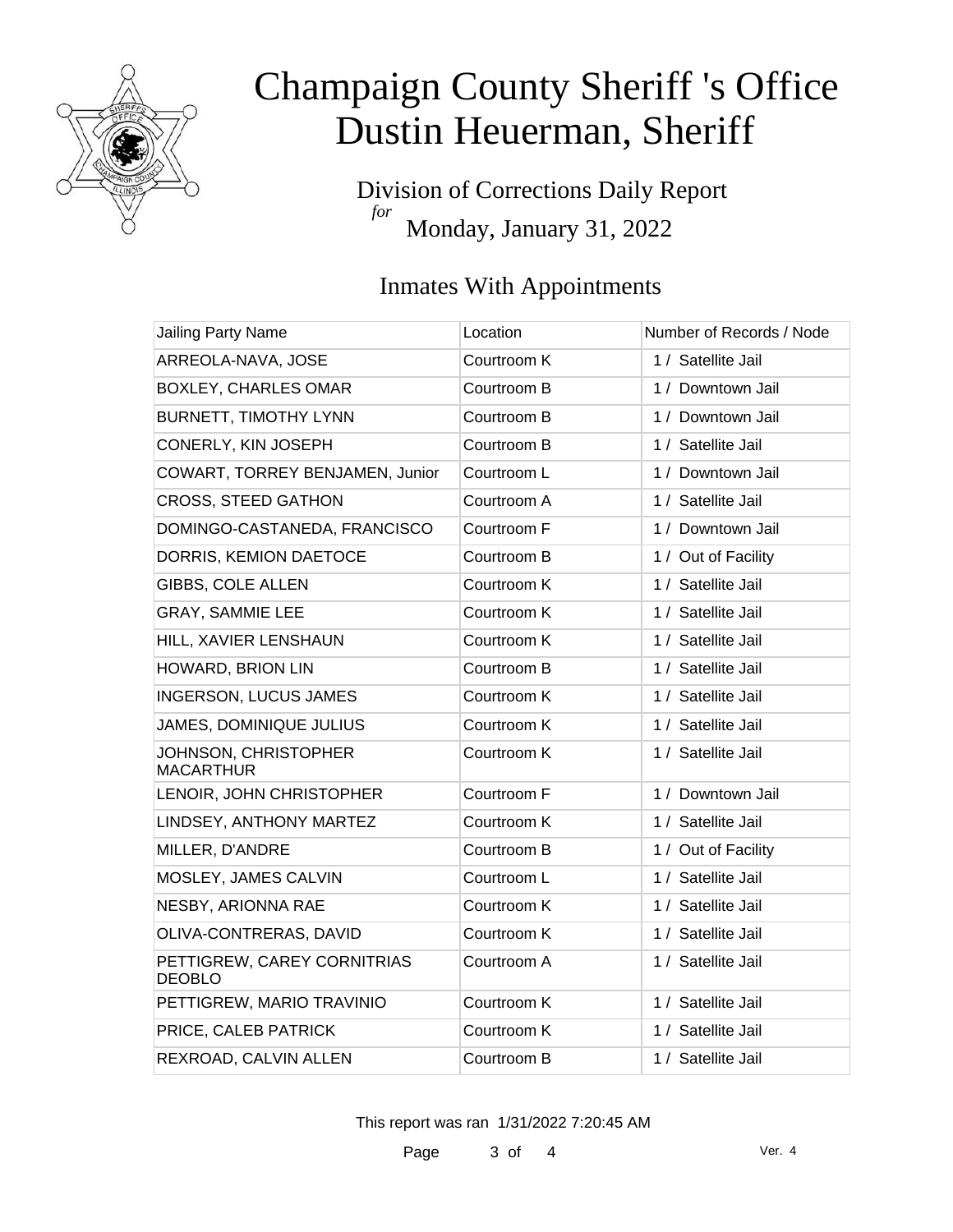# Champaign County Sheriff 's Office
# Dustin Heuerman, Sheriff

Division of Corrections Daily Report
*for*
Monday, January 31, 2022

## Inmates With Appointments

| Jailing Party Name | Location | Number of Records / Node |
|---|---|---|
| ARREOLA-NAVA, JOSE | Courtroom K | 1 / Satellite Jail |
| BOXLEY, CHARLES OMAR | Courtroom B | 1 / Downtown Jail |
| BURNETT, TIMOTHY LYNN | Courtroom B | 1 / Downtown Jail |
| CONERLY, KIN JOSEPH | Courtroom B | 1 / Satellite Jail |
| COWART, TORREY BENJAMEN, Junior | Courtroom L | 1 / Downtown Jail |
| CROSS, STEED GATHON | Courtroom A | 1 / Satellite Jail |
| DOMINGO-CASTANEDA, FRANCISCO | Courtroom F | 1 / Downtown Jail |
| DORRIS, KEMION DAETOCE | Courtroom B | 1 / Out of Facility |
| GIBBS, COLE ALLEN | Courtroom K | 1 / Satellite Jail |
| GRAY, SAMMIE LEE | Courtroom K | 1 / Satellite Jail |
| HILL, XAVIER LENSHAUN | Courtroom K | 1 / Satellite Jail |
| HOWARD, BRION LIN | Courtroom B | 1 / Satellite Jail |
| INGERSON, LUCUS JAMES | Courtroom K | 1 / Satellite Jail |
| JAMES, DOMINIQUE JULIUS | Courtroom K | 1 / Satellite Jail |
| JOHNSON, CHRISTOPHER MACARTHUR | Courtroom K | 1 / Satellite Jail |
| LENOIR, JOHN CHRISTOPHER | Courtroom F | 1 / Downtown Jail |
| LINDSEY, ANTHONY MARTEZ | Courtroom K | 1 / Satellite Jail |
| MILLER, D'ANDRE | Courtroom B | 1 / Out of Facility |
| MOSLEY, JAMES CALVIN | Courtroom L | 1 / Satellite Jail |
| NESBY, ARIONNA RAE | Courtroom K | 1 / Satellite Jail |
| OLIVA-CONTRERAS, DAVID | Courtroom K | 1 / Satellite Jail |
| PETTIGREW, CAREY CORNITRIAS DEOBLO | Courtroom A | 1 / Satellite Jail |
| PETTIGREW, MARIO TRAVINIO | Courtroom K | 1 / Satellite Jail |
| PRICE, CALEB PATRICK | Courtroom K | 1 / Satellite Jail |
| REXROAD, CALVIN ALLEN | Courtroom B | 1 / Satellite Jail |

This report was ran 1/31/2022 7:20:45 AM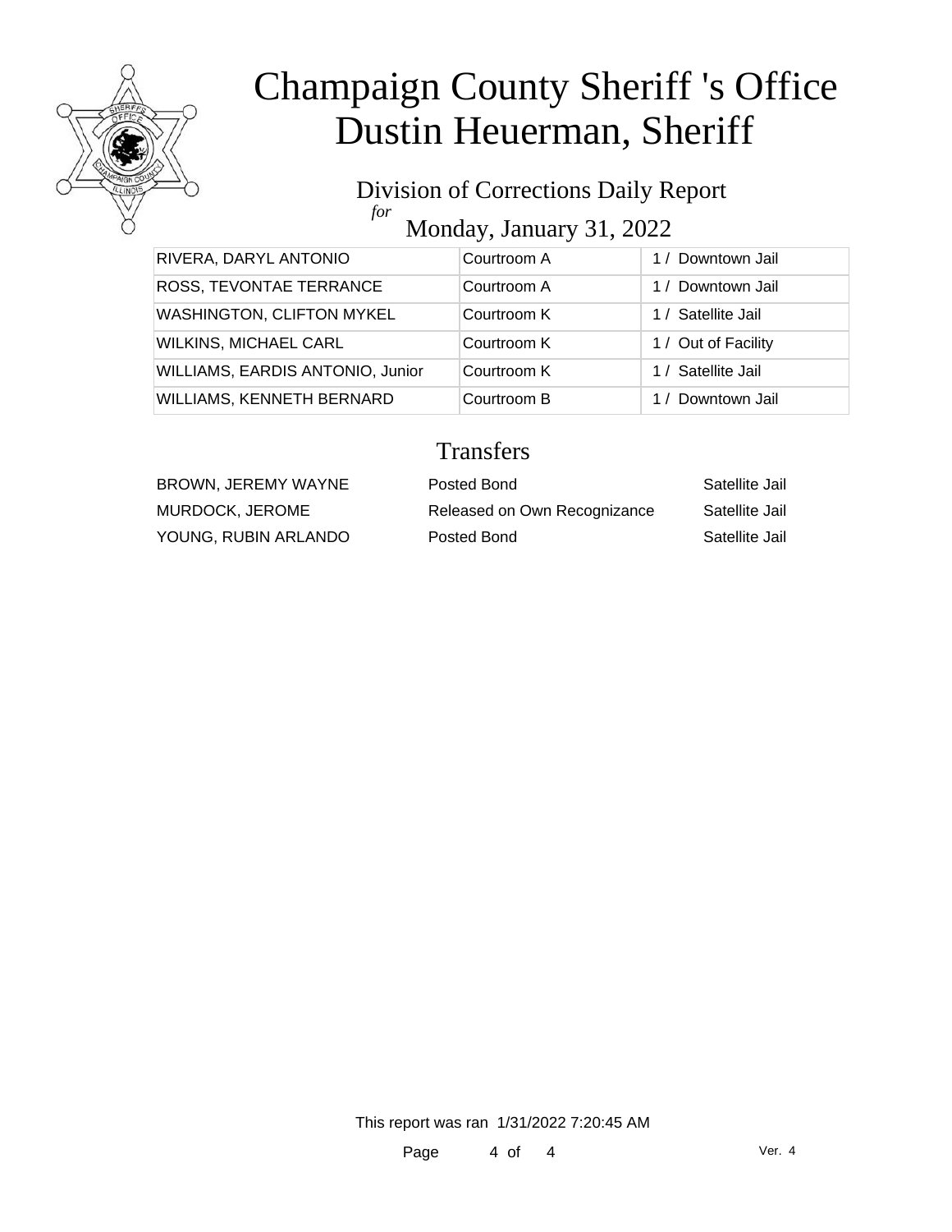# Champaign County Sheriff 's Office
# Dustin Heuerman, Sheriff

## Division of Corrections Daily Report

*for* Monday, January 31, 2022

| | | |
|---|---|---|
| RIVERA, DARYL ANTONIO | Courtroom A | 1 / Downtown Jail |
| ROSS, TEVONTAE TERRANCE | Courtroom A | 1 / Downtown Jail |
| WASHINGTON, CLIFTON MYKEL | Courtroom K | 1 / Satellite Jail |
| WILKINS, MICHAEL CARL | Courtroom K | 1 / Out of Facility |
| WILLIAMS, EARDIS ANTONIO, Junior | Courtroom K | 1 / Satellite Jail |
| WILLIAMS, KENNETH BERNARD | Courtroom B | 1 / Downtown Jail |

## Transfers

| | | |
|---|---|---|
| BROWN, JEREMY WAYNE | Posted Bond | Satellite Jail |
| MURDOCK, JEROME | Released on Own Recognizance | Satellite Jail |
| YOUNG, RUBIN ARLANDO | Posted Bond | Satellite Jail |

This report was ran 1/31/2022 7:20:45 AM

Ver. 4